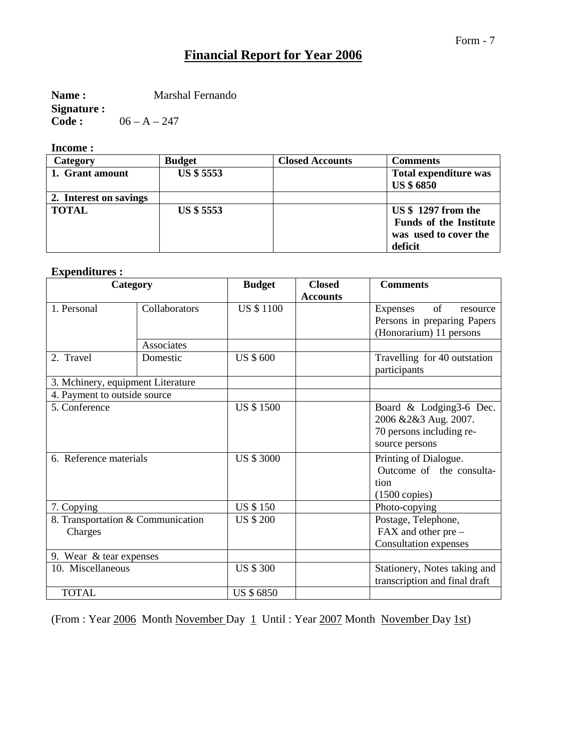Form - 7

# Financial Report for Year 2006

**Name :** Marshal Fernando
**Signature :**
**Code :** 06 – A – 247

**Income :**

| Category | Budget | Closed Accounts | Comments |
| --- | --- | --- | --- |
| **1. Grant amount** | **US $ 5553** | | **Total expenditure was US $ 6850** |
| **2. Interest on savings** | | | |
| **TOTAL** | **US $ 5553** | | **US $ 1297 from the Funds of the Institute was used to cover the deficit** |

**Expenditures :**

| Category | | Budget | Closed Accounts | Comments |
| --- | --- | --- | --- | --- |
| 1. Personal | Collaborators | US $ 1100 | | Expenses of resource Persons in preparing Papers (Honorarium) 11 persons |
| | Associates | | | |
| 2. Travel | Domestic | US $ 600 | | Travelling for 40 outstation participants |
| 3. Mchinery, equipment Literature | | | | |
| 4. Payment to outside source | | | | |
| 5. Conference | | US $ 1500 | | Board & Lodging3-6 Dec. 2006 &2&3 Aug. 2007. 70 persons including re-source persons |
| 6. Reference materials | | US $ 3000 | | Printing of Dialogue. Outcome of the consulta-tion (1500 copies) |
| 7. Copying | | US $ 150 | | Photo-copying |
| 8. Transportation & Communication Charges | | US $ 200 | | Postage, Telephone, FAX and other pre – Consultation expenses |
| 9. Wear & tear expenses | | | | |
| 10. Miscellaneous | | US $ 300 | | Stationery, Notes taking and transcription and final draft |
| TOTAL | | US $ 6850 | | |

(From : Year 2006 Month November Day 1 Until : Year 2007 Month November Day 1st)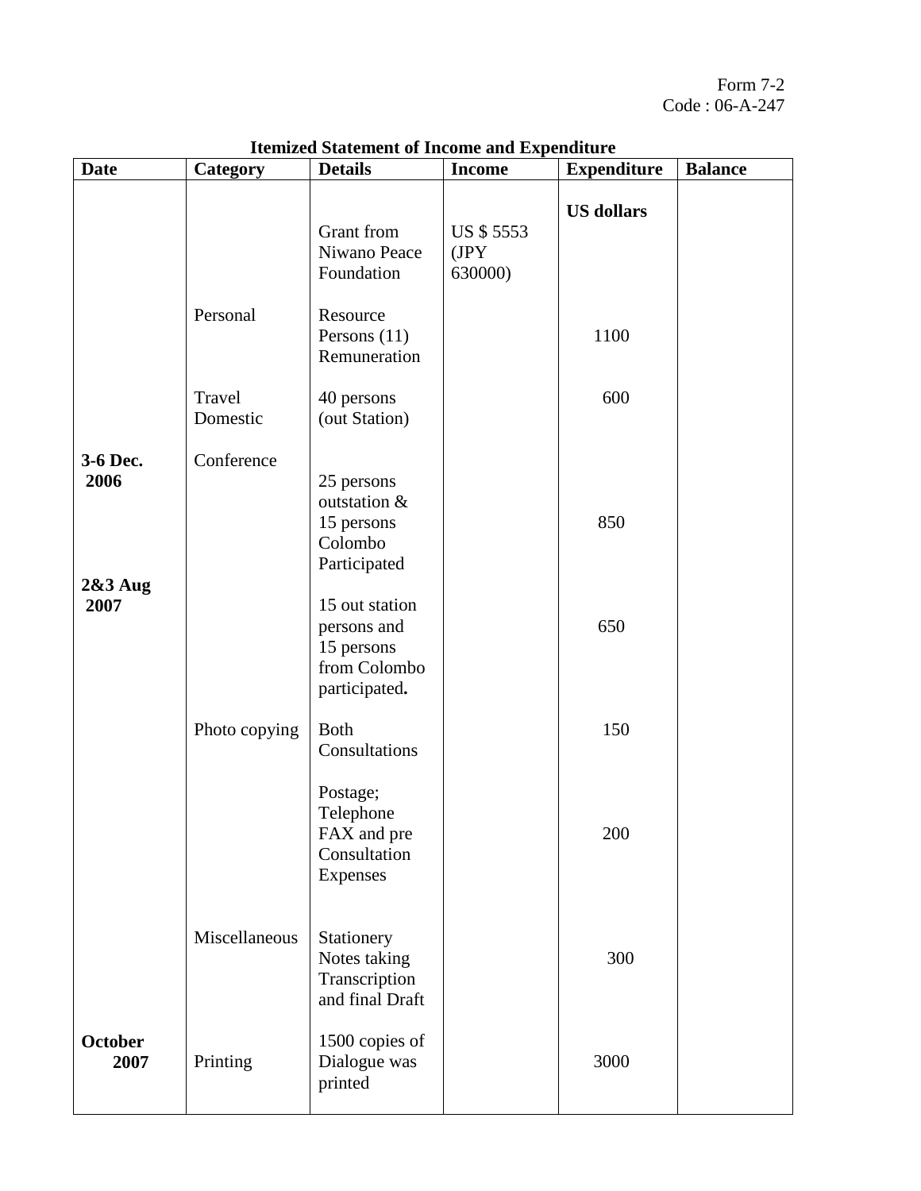Form 7-2
Code : 06-A-247

**Itemized Statement of Income and Expenditure**

| Date | Category | Details | Income | Expenditure | Balance |
|---|---|---|---|---|---|
| | | | | **US dollars** | |
| | | Grant from Niwano Peace Foundation | US $ 5553 (JPY 630000) | | |
| | Personal | Resource Persons (11) Remuneration | | 1100 | |
| | Travel Domestic | 40 persons (out Station) | | 600 | |
| **3-6 Dec. 2006** | Conference | 25 persons outstation & 15 persons Colombo Participated | | 850 | |
| **2&3 Aug 2007** | | 15 out station persons and 15 persons from Colombo participated**.** | | 650 | |
| | Photo copying | Both Consultations | | 150 | |
| | | Postage; Telephone FAX and pre Consultation Expenses | | 200 | |
| | Miscellaneous | Stationery Notes taking Transcription and final Draft | | 300 | |
| **October 2007** | Printing | 1500 copies of Dialogue was printed | | 3000 | |